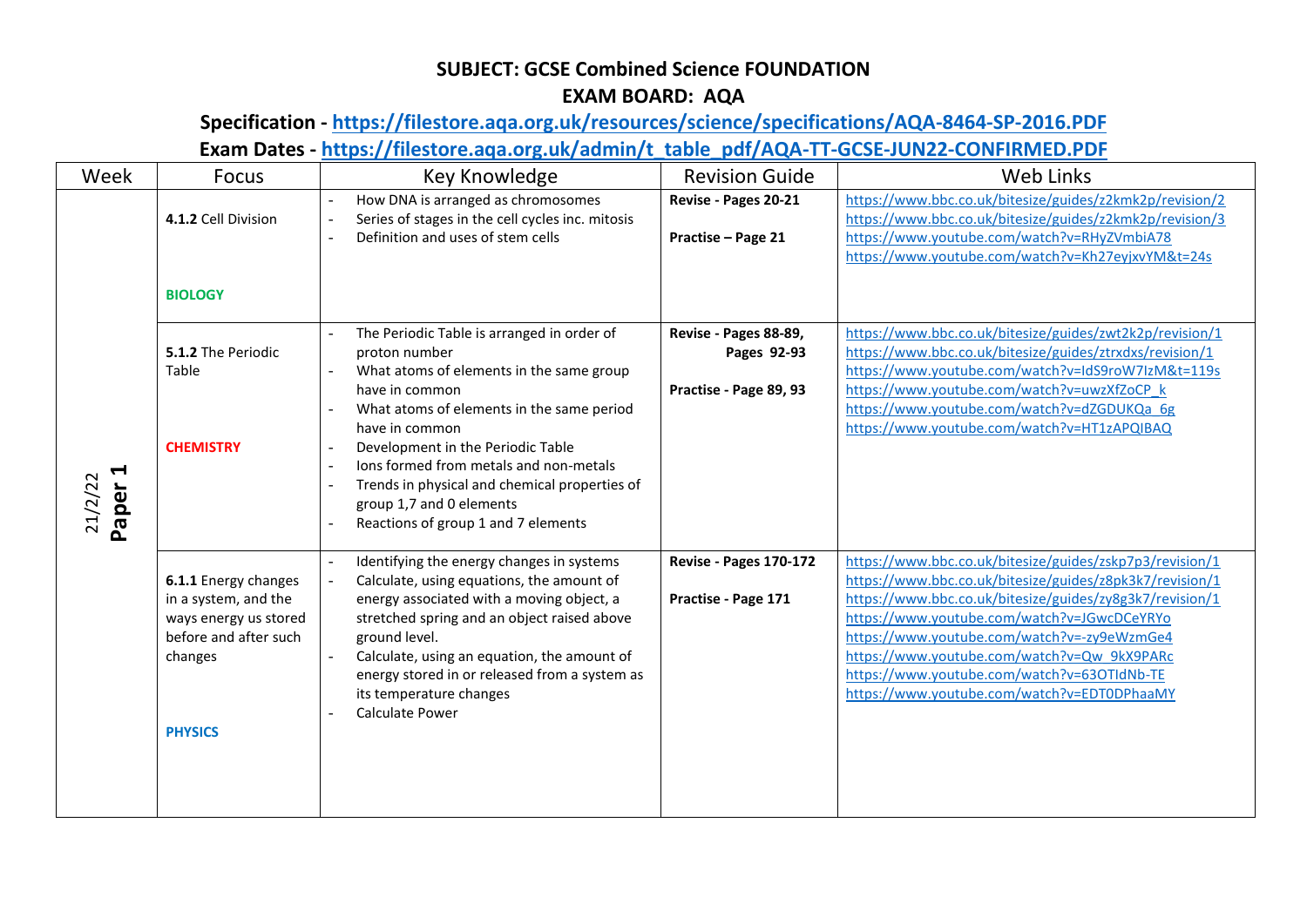**SUBJECT: GCSE Combined Science FOUNDATION**

**EXAM BOARD: AQA**

**Specification - https://filestore.aqa.org.uk/resources/science/specifications/AQA-8464-SP-2016.PDF**

**Exam Dates - https://filestore.aqa.org.uk/admin/t_table_pdf/AQA-TT-GCSE-JUN22-CONFIRMED.PDF**

| Week | Focus | Key Knowledge | Revision Guide | Web Links |
|---|---|---|---|---|
| 21/2/22 **Paper 1** | **4.1.2** Cell Division<br><br>**BIOLOGY** | - How DNA is arranged as chromosomes<br>- Series of stages in the cell cycles inc. mitosis<br>- Definition and uses of stem cells | **Revise - Pages 20-21**<br><br>**Practise – Page 21** | https://www.bbc.co.uk/bitesize/guides/z2kmk2p/revision/2<br>https://www.bbc.co.uk/bitesize/guides/z2kmk2p/revision/3<br>https://www.youtube.com/watch?v=RHyZVmbiA78<br>https://www.youtube.com/watch?v=Kh27eyjxvYM&t=24s |
| | **5.1.2** The Periodic Table<br><br>**CHEMISTRY** | - The Periodic Table is arranged in order of proton number<br>- What atoms of elements in the same group have in common<br>- What atoms of elements in the same period have in common<br>- Development in the Periodic Table<br>- Ions formed from metals and non-metals<br>- Trends in physical and chemical properties of group 1,7 and 0 elements<br>- Reactions of group 1 and 7 elements | **Revise - Pages 88-89, Pages 92-93**<br><br>**Practise - Page 89, 93** | https://www.bbc.co.uk/bitesize/guides/zwt2k2p/revision/1<br>https://www.bbc.co.uk/bitesize/guides/ztrxdxs/revision/1<br>https://www.youtube.com/watch?v=IdS9roW7IzM&t=119s<br>https://www.youtube.com/watch?v=uwzXfZoCP_k<br>https://www.youtube.com/watch?v=dZGDUKQa_6g<br>https://www.youtube.com/watch?v=HT1zAPQIBAQ |
| | **6.1.1** Energy changes in a system, and the ways energy us stored before and after such changes<br><br>**PHYSICS** | - Identifying the energy changes in systems<br>- Calculate, using equations, the amount of energy associated with a moving object, a stretched spring and an object raised above ground level.<br>- Calculate, using an equation, the amount of energy stored in or released from a system as its temperature changes<br>- Calculate Power | **Revise - Pages 170-172**<br><br>**Practise - Page 171** | https://www.bbc.co.uk/bitesize/guides/zskp7p3/revision/1<br>https://www.bbc.co.uk/bitesize/guides/z8pk3k7/revision/1<br>https://www.bbc.co.uk/bitesize/guides/zy8g3k7/revision/1<br>https://www.youtube.com/watch?v=JGwcDCeYRYo<br>https://www.youtube.com/watch?v=-zy9eWzmGe4<br>https://www.youtube.com/watch?v=Qw_9kX9PARc<br>https://www.youtube.com/watch?v=63OTIdNb-TE<br>https://www.youtube.com/watch?v=EDT0DPhaaMY |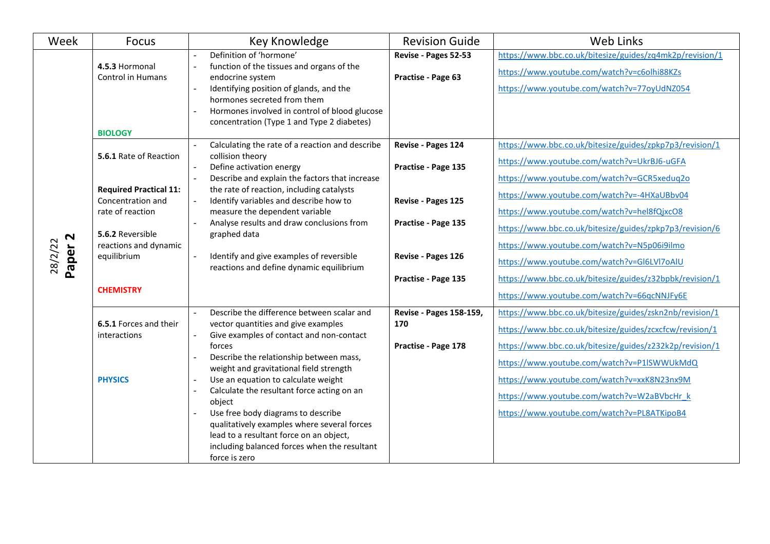| Week | Focus | Key Knowledge | Revision Guide | Web Links |
|---|---|---|---|---|
| 28/2/22 **Paper 2** | **4.5.3** Hormonal Control in Humans<br><br>**BIOLOGY** | - Definition of 'hormone'<br>- function of the tissues and organs of the endocrine system<br>- Identifying position of glands, and the hormones secreted from them<br>- Hormones involved in control of blood glucose concentration (Type 1 and Type 2 diabetes) | **Revise - Pages 52-53**<br><br>**Practise - Page 63** | https://www.bbc.co.uk/bitesize/guides/zq4mk2p/revision/1<br>https://www.youtube.com/watch?v=c6olhi88KZs<br>https://www.youtube.com/watch?v=77oyUdNZ054 |
| | **5.6.1** Rate of Reaction<br><br>**Required Practical 11:** Concentration and rate of reaction<br><br>**5.6.2** Reversible reactions and dynamic equilibrium<br><br>**CHEMISTRY** | - Calculating the rate of a reaction and describe collision theory<br>- Define activation energy<br>- Describe and explain the factors that increase the rate of reaction, including catalysts<br>- Identify variables and describe how to measure the dependent variable<br>- Analyse results and draw conclusions from graphed data<br><br>- Identify and give examples of reversible reactions and define dynamic equilibrium | **Revise - Pages 124**<br><br>**Practise - Page 135**<br><br>**Revise - Pages 125**<br><br>**Practise - Page 135**<br><br>**Revise - Pages 126**<br><br>**Practise - Page 135** | https://www.bbc.co.uk/bitesize/guides/zpkp7p3/revision/1<br>https://www.youtube.com/watch?v=UkrBJ6-uGFA<br>https://www.youtube.com/watch?v=GCR5xeduq2o<br>https://www.youtube.com/watch?v=-4HXaUBbv04<br>https://www.youtube.com/watch?v=hel8fQjxcO8<br>https://www.bbc.co.uk/bitesize/guides/zpkp7p3/revision/6<br>https://www.youtube.com/watch?v=N5p06i9ilmo<br>https://www.youtube.com/watch?v=Gl6LVl7oAlU<br>https://www.bbc.co.uk/bitesize/guides/z32bpbk/revision/1<br>https://www.youtube.com/watch?v=66qcNNJFy6E |
| | **6.5.1** Forces and their interactions<br><br>**PHYSICS** | - Describe the difference between scalar and vector quantities and give examples<br>- Give examples of contact and non-contact forces<br>- Describe the relationship between mass, weight and gravitational field strength<br>- Use an equation to calculate weight<br>- Calculate the resultant force acting on an object<br>- Use free body diagrams to describe qualitatively examples where several forces lead to a resultant force on an object, including balanced forces when the resultant force is zero | **Revise - Pages 158-159, 170**<br><br>**Practise - Page 178** | https://www.bbc.co.uk/bitesize/guides/zskn2nb/revision/1<br>https://www.bbc.co.uk/bitesize/guides/zcxcfcw/revision/1<br>https://www.bbc.co.uk/bitesize/guides/z232k2p/revision/1<br>https://www.youtube.com/watch?v=P1lSWWUkMdQ<br>https://www.youtube.com/watch?v=xxK8N23nx9M<br>https://www.youtube.com/watch?v=W2aBVbcHr_k<br>https://www.youtube.com/watch?v=PL8ATKipoB4 |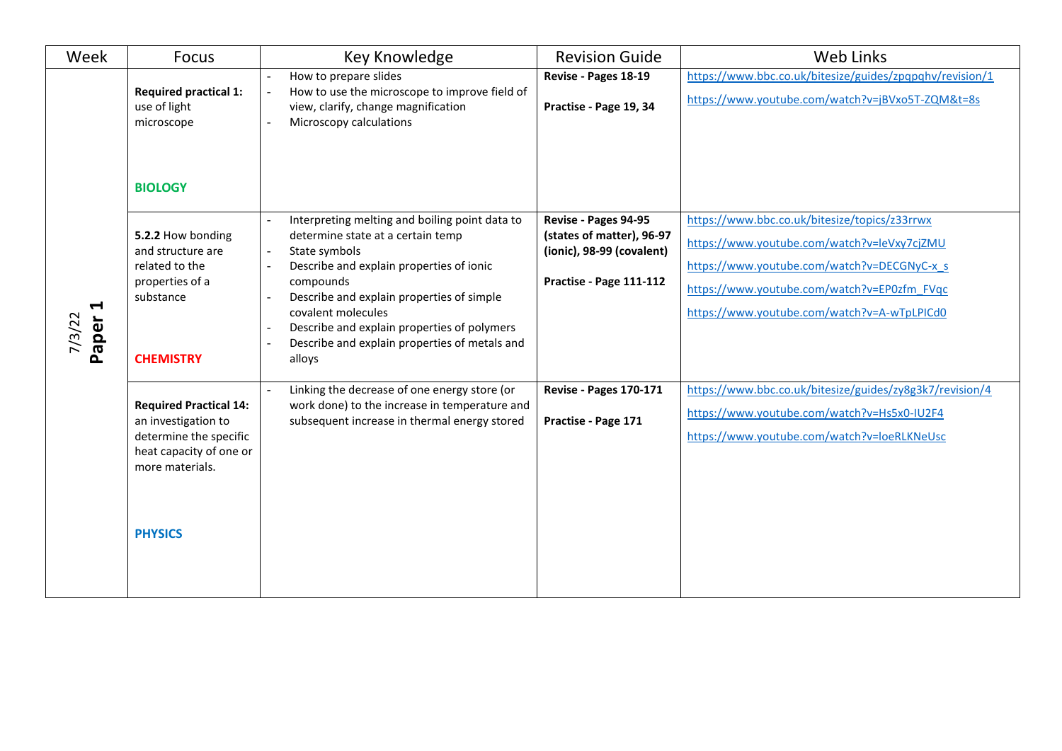| Week | Focus | Key Knowledge | Revision Guide | Web Links |
|---|---|---|---|---|
| 7/3/22 **Paper 1** | **Required practical 1:** use of light microscope<br><br>**BIOLOGY** | - How to prepare slides<br>- How to use the microscope to improve field of view, clarify, change magnification<br>- Microscopy calculations | **Revise - Pages 18-19**<br><br>**Practise - Page 19, 34** | https://www.bbc.co.uk/bitesize/guides/zpqpghv/revision/1<br>https://www.youtube.com/watch?v=jBVxo5T-ZQM&t=8s |
| | **5.2.2** How bonding and structure are related to the properties of a substance<br><br>**CHEMISTRY** | - Interpreting melting and boiling point data to determine state at a certain temp<br>- State symbols<br>- Describe and explain properties of ionic compounds<br>- Describe and explain properties of simple covalent molecules<br>- Describe and explain properties of polymers<br>- Describe and explain properties of metals and alloys | **Revise - Pages 94-95 (states of matter), 96-97 (ionic), 98-99 (covalent)**<br><br>**Practise - Page 111-112** | https://www.bbc.co.uk/bitesize/topics/z33rrwx<br>https://www.youtube.com/watch?v=leVxy7cjZMU<br>https://www.youtube.com/watch?v=DECGNyC-x_s<br>https://www.youtube.com/watch?v=EP0zfm_FVqc<br>https://www.youtube.com/watch?v=A-wTpLPICd0 |
| | **Required Practical 14:** an investigation to determine the specific heat capacity of one or more materials.<br><br>**PHYSICS** | - Linking the decrease of one energy store (or work done) to the increase in temperature and subsequent increase in thermal energy stored | **Revise - Pages 170-171**<br><br>**Practise - Page 171** | https://www.bbc.co.uk/bitesize/guides/zy8g3k7/revision/4<br>https://www.youtube.com/watch?v=Hs5x0-IU2F4<br>https://www.youtube.com/watch?v=loeRLKNeUsc |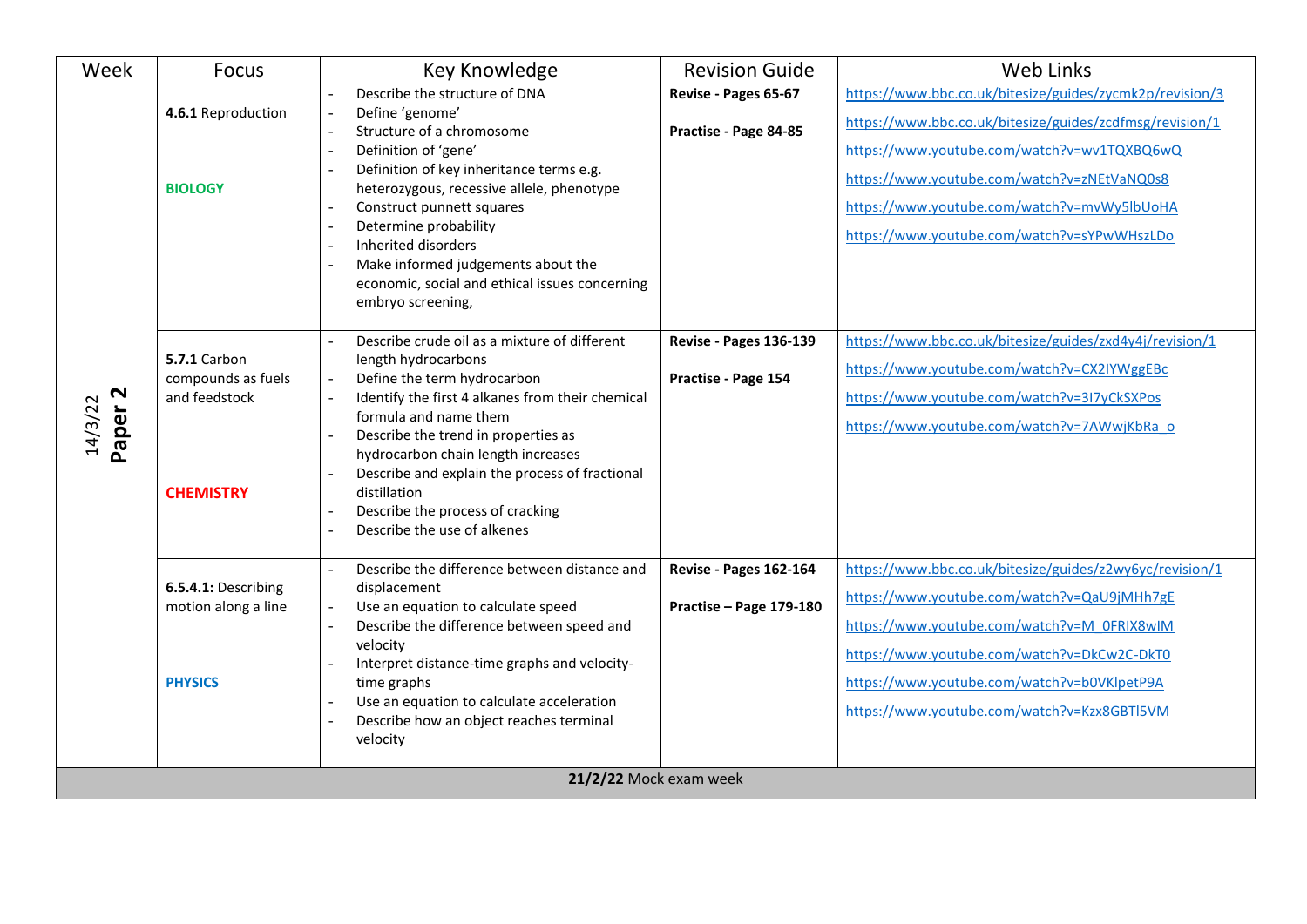| Week | Focus | Key Knowledge | Revision Guide | Web Links |
|---|---|---|---|---|
| 14/3/22 **Paper 2** | **4.6.1** Reproduction<br><br>**BIOLOGY** | - Describe the structure of DNA<br>- Define 'genome'<br>- Structure of a chromosome<br>- Definition of 'gene'<br>- Definition of key inheritance terms e.g. heterozygous, recessive allele, phenotype<br>- Construct punnett squares<br>- Determine probability<br>- Inherited disorders<br>- Make informed judgements about the economic, social and ethical issues concerning embryo screening, | **Revise - Pages 65-67**<br><br>**Practise - Page 84-85** | https://www.bbc.co.uk/bitesize/guides/zycmk2p/revision/3<br>https://www.bbc.co.uk/bitesize/guides/zcdfmsg/revision/1<br>https://www.youtube.com/watch?v=wv1TQXBQ6wQ<br>https://www.youtube.com/watch?v=zNEtVaNQ0s8<br>https://www.youtube.com/watch?v=mvWy5lbUoHA<br>https://www.youtube.com/watch?v=sYPwWHszLDo |
| | **5.7.1** Carbon compounds as fuels and feedstock<br><br>**CHEMISTRY** | - Describe crude oil as a mixture of different length hydrocarbons<br>- Define the term hydrocarbon<br>- Identify the first 4 alkanes from their chemical formula and name them<br>- Describe the trend in properties as hydrocarbon chain length increases<br>- Describe and explain the process of fractional distillation<br>- Describe the process of cracking<br>- Describe the use of alkenes | **Revise - Pages 136-139**<br><br>**Practise - Page 154** | https://www.bbc.co.uk/bitesize/guides/zxd4y4j/revision/1<br>https://www.youtube.com/watch?v=CX2IYWggEBc<br>https://www.youtube.com/watch?v=3I7yCkSXPos<br>https://www.youtube.com/watch?v=7AWwjKbRa_o |
| | **6.5.4.1:** Describing motion along a line<br><br>**PHYSICS** | - Describe the difference between distance and displacement<br>- Use an equation to calculate speed<br>- Describe the difference between speed and velocity<br>- Interpret distance-time graphs and velocity-time graphs<br>- Use an equation to calculate acceleration<br>- Describe how an object reaches terminal velocity | **Revise - Pages 162-164**<br><br>**Practise – Page 179-180** | https://www.bbc.co.uk/bitesize/guides/z2wy6yc/revision/1<br>https://www.youtube.com/watch?v=QaU9jMHh7gE<br>https://www.youtube.com/watch?v=M_0FRIX8wIM<br>https://www.youtube.com/watch?v=DkCw2C-DkT0<br>https://www.youtube.com/watch?v=b0VKlpetP9A<br>https://www.youtube.com/watch?v=Kzx8GBTl5VM |
| **21/2/22** Mock exam week | | | | |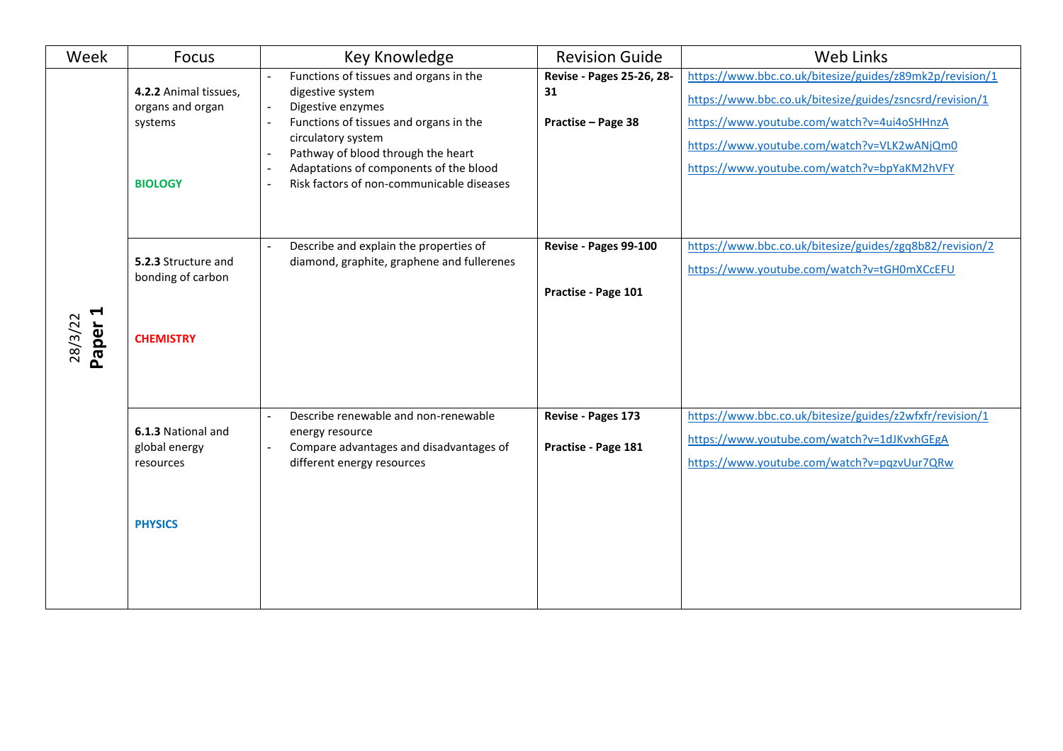| Week | Focus | Key Knowledge | Revision Guide | Web Links |
| --- | --- | --- | --- | --- |
| 28/3/22 **Paper 1** | **4.2.2** Animal tissues, organs and organ systems<br><br>**BIOLOGY** | - Functions of tissues and organs in the digestive system<br>- Digestive enzymes<br>- Functions of tissues and organs in the circulatory system<br>- Pathway of blood through the heart<br>- Adaptations of components of the blood<br>- Risk factors of non-communicable diseases | **Revise - Pages 25-26, 28-31**<br><br>**Practise – Page 38** | https://www.bbc.co.uk/bitesize/guides/z89mk2p/revision/1<br>https://www.bbc.co.uk/bitesize/guides/zsncsrd/revision/1<br>https://www.youtube.com/watch?v=4ui4oSHHnzA<br>https://www.youtube.com/watch?v=VLK2wANjQm0<br>https://www.youtube.com/watch?v=bpYaKM2hVFY |
| | **5.2.3** Structure and bonding of carbon<br><br>**CHEMISTRY** | - Describe and explain the properties of diamond, graphite, graphene and fullerenes | **Revise - Pages 99-100**<br><br>**Practise - Page 101** | https://www.bbc.co.uk/bitesize/guides/zgq8b82/revision/2<br>https://www.youtube.com/watch?v=tGH0mXCcEFU |
| | **6.1.3** National and global energy resources<br><br>**PHYSICS** | - Describe renewable and non-renewable energy resource<br>- Compare advantages and disadvantages of different energy resources | **Revise - Pages 173**<br><br>**Practise - Page 181** | https://www.bbc.co.uk/bitesize/guides/z2wfxfr/revision/1<br>https://www.youtube.com/watch?v=1dJKvxhGEgA<br>https://www.youtube.com/watch?v=pqzvUur7QRw |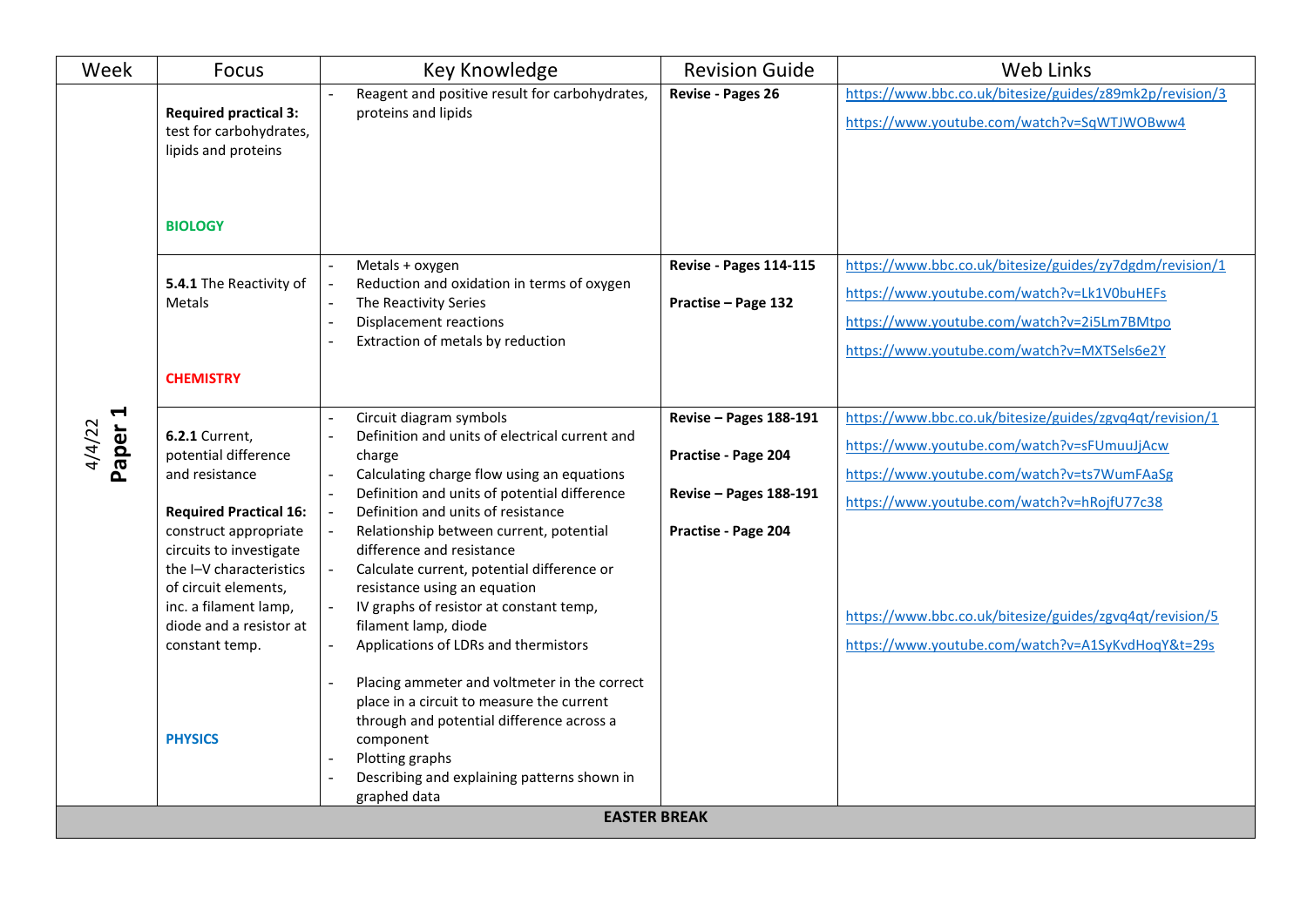| Week | Focus | Key Knowledge | Revision Guide | Web Links |
|---|---|---|---|---|
| 4/4/22 **Paper 1** | **Required practical 3:** test for carbohydrates, lipids and proteins<br><br>**BIOLOGY** | - Reagent and positive result for carbohydrates, proteins and lipids | **Revise - Pages 26** | https://www.bbc.co.uk/bitesize/guides/z89mk2p/revision/3<br>https://www.youtube.com/watch?v=SqWTJWOBww4 |
| | **5.4.1** The Reactivity of Metals<br><br>**CHEMISTRY** | - Metals + oxygen<br>- Reduction and oxidation in terms of oxygen<br>- The Reactivity Series<br>- Displacement reactions<br>- Extraction of metals by reduction | **Revise - Pages 114-115**<br><br>**Practise – Page 132** | https://www.bbc.co.uk/bitesize/guides/zy7dgdm/revision/1<br>https://www.youtube.com/watch?v=Lk1V0buHEFs<br>https://www.youtube.com/watch?v=2i5Lm7BMtpo<br>https://www.youtube.com/watch?v=MXTSels6e2Y |
| | **6.2.1** Current, potential difference and resistance<br><br>**Required Practical 16:** construct appropriate circuits to investigate the I–V characteristics of circuit elements, inc. a filament lamp, diode and a resistor at constant temp.<br><br>**PHYSICS** | - Circuit diagram symbols<br>- Definition and units of electrical current and charge<br>- Calculating charge flow using an equations<br>- Definition and units of potential difference<br>- Definition and units of resistance<br>- Relationship between current, potential difference and resistance<br>- Calculate current, potential difference or resistance using an equation<br>- IV graphs of resistor at constant temp, filament lamp, diode<br>- Applications of LDRs and thermistors<br><br>- Placing ammeter and voltmeter in the correct place in a circuit to measure the current through and potential difference across a component<br>- Plotting graphs<br>- Describing and explaining patterns shown in graphed data | **Revise – Pages 188-191**<br><br>**Practise - Page 204**<br><br>**Revise – Pages 188-191**<br><br>**Practise - Page 204** | https://www.bbc.co.uk/bitesize/guides/zgvq4qt/revision/1<br>https://www.youtube.com/watch?v=sFUmuuJjAcw<br>https://www.youtube.com/watch?v=ts7WumFAaSg<br>https://www.youtube.com/watch?v=hRojfU77c38<br><br>https://www.bbc.co.uk/bitesize/guides/zgvq4qt/revision/5<br>https://www.youtube.com/watch?v=A1SyKvdHoqY&t=29s |
| **EASTER BREAK** | | | | |